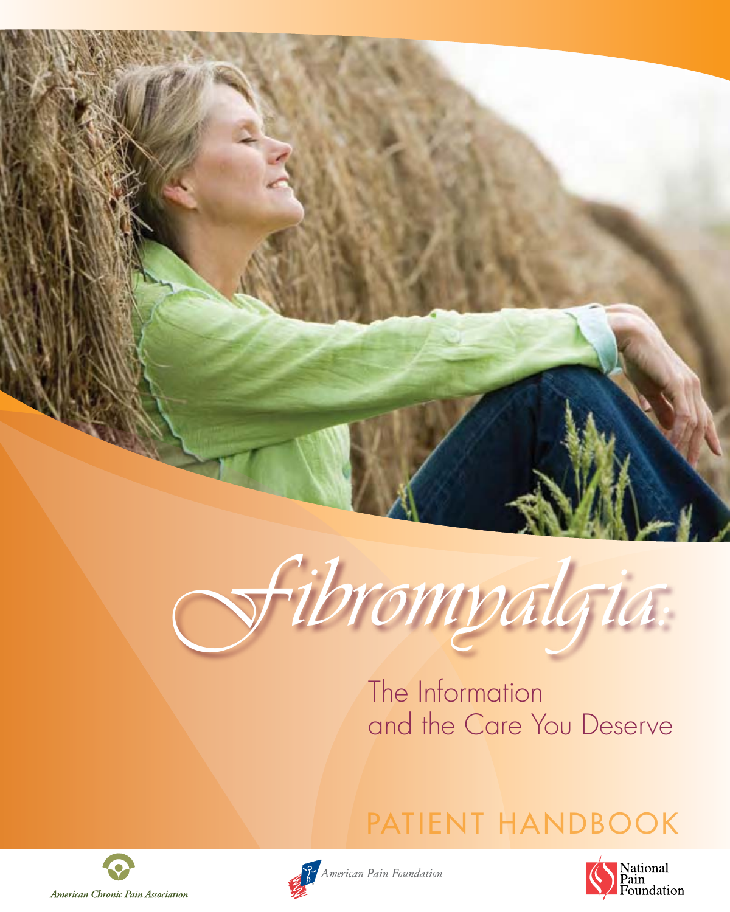# Fibromyalgia:

## The Information and the Care You Deserve

PATIENT HANDBOOK

American Chronic Pain Association

American Pain Foundation

National Pain Foundation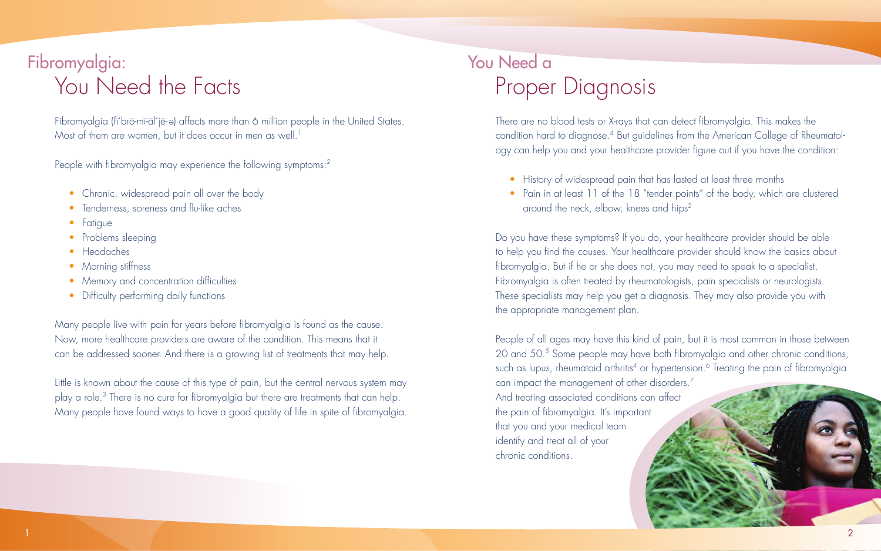# Fibromyalgia: You Need the Facts

Fibromyalgia (fī´brō-mī-al´jē-ə) affects more than 6 million people in the United States. Most of them are women, but it does occur in men as well.[1]

People with fibromyalgia may experience the following symptoms:[2]

- Chronic, widespread pain all over the body
- Tenderness, soreness and flu-like aches
- Fatigue
- Problems sleeping
- Headaches
- Morning stiffness
- Memory and concentration difficulties
- Difficulty performing daily functions

Many people live with pain for years before fibromyalgia is found as the cause. Now, more healthcare providers are aware of the condition. This means that it can be addressed sooner. And there is a growing list of treatments that may help.

Little is known about the cause of this type of pain, but the central nervous system may play a role.[3] There is no cure for fibromyalgia but there are treatments that can help. Many people have found ways to have a good quality of life in spite of fibromyalgia.

# You Need a Proper Diagnosis

There are no blood tests or X-rays that can detect fibromyalgia. This makes the condition hard to diagnose.[4] But guidelines from the American College of Rheumatology can help you and your healthcare provider figure out if you have the condition:

- History of widespread pain that has lasted at least three months
- Pain in at least 11 of the 18 "tender points" of the body, which are clustered around the neck, elbow, knees and hips[2]

Do you have these symptoms? If you do, your healthcare provider should be able to help you find the causes. Your healthcare provider should know the basics about fibromyalgia. But if he or she does not, you may need to speak to a specialist. Fibromyalgia is often treated by rheumatologists, pain specialists or neurologists. These specialists may help you get a diagnosis. They may also provide you with the appropriate management plan.

People of all ages may have this kind of pain, but it is most common in those between 20 and 50.[5] Some people may have both fibromyalgia and other chronic conditions, such as lupus, rheumatoid arthritis[4] or hypertension.[6] Treating the pain of fibromyalgia can impact the management of other disorders.[7] And treating associated conditions can affect the pain of fibromyalgia. It's important that you and your medical team identify and treat all of your chronic conditions.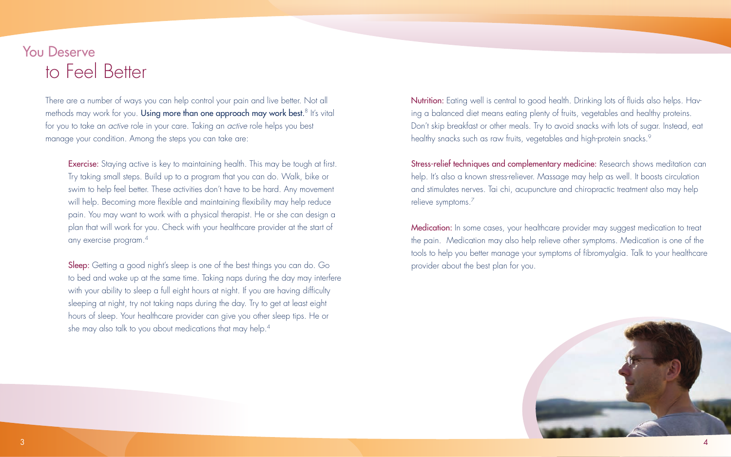# You Deserve to Feel Better

There are a number of ways you can help control your pain and live better. Not all methods may work for you. **Using more than one approach may work best.**[8] It's vital for you to take an *active* role in your care. Taking an *active* role helps you best manage your condition. Among the steps you can take are:

**Exercise:** Staying active is key to maintaining health. This may be tough at first. Try taking small steps. Build up to a program that you can do. Walk, bike or swim to help feel better. These activities don't have to be hard. Any movement will help. Becoming more flexible and maintaining flexibility may help reduce pain. You may want to work with a physical therapist. He or she can design a plan that will work for you. Check with your healthcare provider at the start of any exercise program.[4]

**Sleep:** Getting a good night's sleep is one of the best things you can do. Go to bed and wake up at the same time. Taking naps during the day may interfere with your ability to sleep a full eight hours at night. If you are having difficulty sleeping at night, try not taking naps during the day. Try to get at least eight hours of sleep. Your healthcare provider can give you other sleep tips. He or she may also talk to you about medications that may help.[4]

**Nutrition:** Eating well is central to good health. Drinking lots of fluids also helps. Having a balanced diet means eating plenty of fruits, vegetables and healthy proteins. Don't skip breakfast or other meals. Try to avoid snacks with lots of sugar. Instead, eat healthy snacks such as raw fruits, vegetables and high-protein snacks.[9]

**Stress-relief techniques and complementary medicine:** Research shows meditation can help. It's also a known stress-reliever. Massage may help as well. It boosts circulation and stimulates nerves. Tai chi, acupuncture and chiropractic treatment also may help relieve symptoms.[7]

**Medication:** In some cases, your healthcare provider may suggest medication to treat the pain. Medication may also help relieve other symptoms. Medication is one of the tools to help you better manage your symptoms of fibromyalgia. Talk to your healthcare provider about the best plan for you.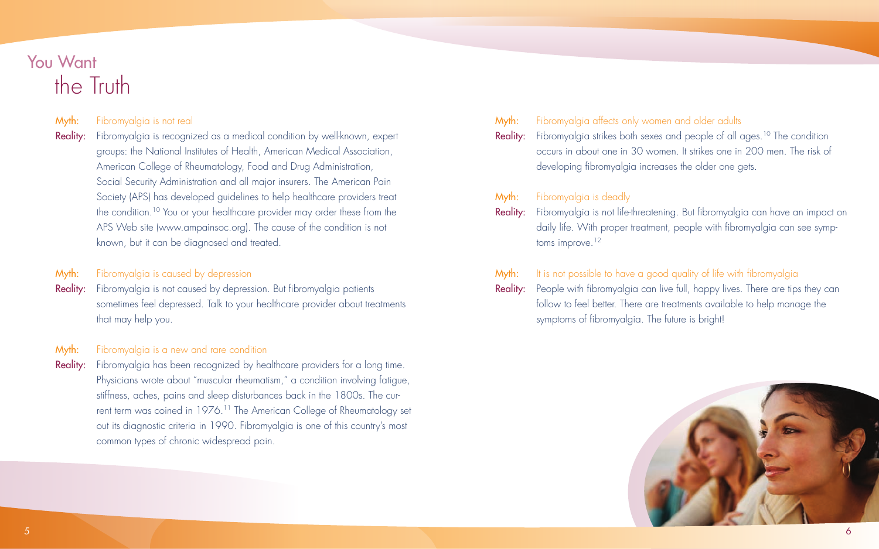# You Want the Truth

**Myth:** Fibromyalgia is not real

**Reality:** Fibromyalgia is recognized as a medical condition by well-known, expert groups: the National Institutes of Health, American Medical Association, American College of Rheumatology, Food and Drug Administration, Social Security Administration and all major insurers. The American Pain Society (APS) has developed guidelines to help healthcare providers treat the condition.[10] You or your healthcare provider may order these from the APS Web site (www.ampainsoc.org). The cause of the condition is not known, but it can be diagnosed and treated.

**Myth:** Fibromyalgia is caused by depression

**Reality:** Fibromyalgia is not caused by depression. But fibromyalgia patients sometimes feel depressed. Talk to your healthcare provider about treatments that may help you.

**Myth:** Fibromyalgia is a new and rare condition

**Reality:** Fibromyalgia has been recognized by healthcare providers for a long time. Physicians wrote about "muscular rheumatism," a condition involving fatigue, stiffness, aches, pains and sleep disturbances back in the 1800s. The current term was coined in 1976.[11] The American College of Rheumatology set out its diagnostic criteria in 1990. Fibromyalgia is one of this country's most common types of chronic widespread pain.

**Myth:** Fibromyalgia affects only women and older adults

**Reality:** Fibromyalgia strikes both sexes and people of all ages.[10] The condition occurs in about one in 30 women. It strikes one in 200 men. The risk of developing fibromyalgia increases the older one gets.

**Myth:** Fibromyalgia is deadly

**Reality:** Fibromyalgia is not life-threatening. But fibromyalgia can have an impact on daily life. With proper treatment, people with fibromyalgia can see symptoms improve.[12]

**Myth:** It is not possible to have a good quality of life with fibromyalgia

**Reality:** People with fibromyalgia can live full, happy lives. There are tips they can follow to feel better. There are treatments available to help manage the symptoms of fibromyalgia. The future is bright!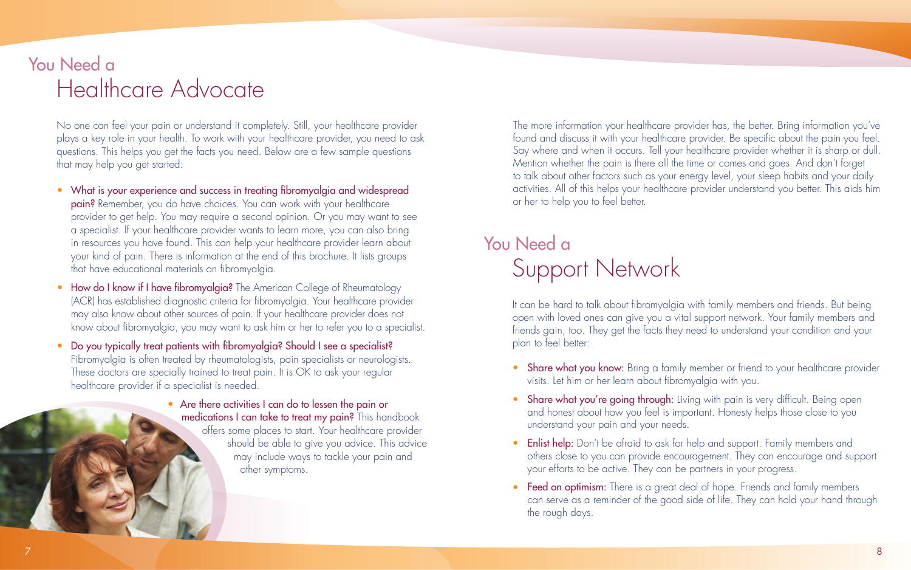## You Need a Healthcare Advocate

No one can feel your pain or understand it completely. Still, your healthcare provider plays a key role in your health. To work with your healthcare provider, you need to ask questions. This helps you get the facts you need. Below are a few sample questions that may help you get started:

- **What is your experience and success in treating fibromyalgia and widespread pain?** Remember, you do have choices. You can work with your healthcare provider to get help. You may require a second opinion. Or you may want to see a specialist. If your healthcare provider wants to learn more, you can also bring in resources you have found. This can help your healthcare provider learn about your kind of pain. There is information at the end of this brochure. It lists groups that have educational materials on fibromyalgia.
- **How do I know if I have fibromyalgia?** The American College of Rheumatology (ACR) has established diagnostic criteria for fibromyalgia. Your healthcare provider may also know about other sources of pain. If your healthcare provider does not know about fibromyalgia, you may want to ask him or her to refer you to a specialist.
- **Do you typically treat patients with fibromyalgia? Should I see a specialist?** Fibromyalgia is often treated by rheumatologists, pain specialists or neurologists. These doctors are specially trained to treat pain. It is OK to ask your regular healthcare provider if a specialist is needed.
- **Are there activities I can do to lessen the pain or medications I can take to treat my pain?** This handbook offers some places to start. Your healthcare provider should be able to give you advice. This advice may include ways to tackle your pain and other symptoms.

The more information your healthcare provider has, the better. Bring information you've found and discuss it with your healthcare provider. Be specific about the pain you feel. Say where and when it occurs. Tell your healthcare provider whether it is sharp or dull. Mention whether the pain is there all the time or comes and goes. And don't forget to talk about other factors such as your energy level, your sleep habits and your daily activities. All of this helps your healthcare provider understand you better. This aids him or her to help you to feel better.

## You Need a Support Network

It can be hard to talk about fibromyalgia with family members and friends. But being open with loved ones can give you a vital support network. Your family members and friends gain, too. They get the facts they need to understand your condition and your plan to feel better:

- **Share what you know:** Bring a family member or friend to your healthcare provider visits. Let him or her learn about fibromyalgia with you.
- **Share what you're going through:** Living with pain is very difficult. Being open and honest about how you feel is important. Honesty helps those close to you understand your pain and your needs.
- **Enlist help:** Don't be afraid to ask for help and support. Family members and others close to you can provide encouragement. They can encourage and support your efforts to be active. They can be partners in your progress.
- **Feed on optimism:** There is a great deal of hope. Friends and family members can serve as a reminder of the good side of life. They can hold your hand through the rough days.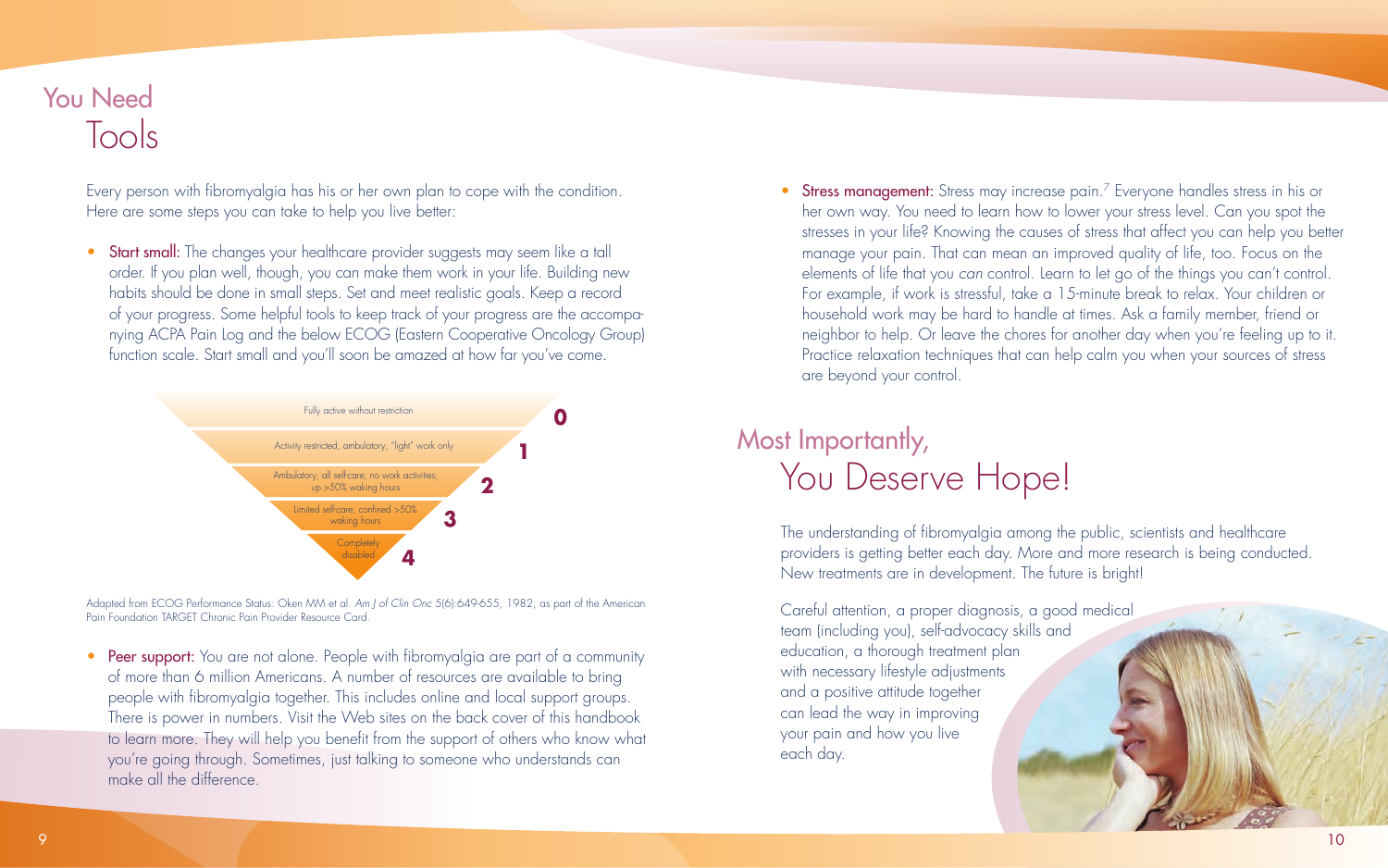# You Need Tools

Every person with fibromyalgia has his or her own plan to cope with the condition. Here are some steps you can take to help you live better:

- **Start small:** The changes your healthcare provider suggests may seem like a tall order. If you plan well, though, you can make them work in your life. Building new habits should be done in small steps. Set and meet realistic goals. Keep a record of your progress. Some helpful tools to keep track of your progress are the accompanying ACPA Pain Log and the below ECOG (Eastern Cooperative Oncology Group) function scale. Start small and you'll soon be amazed at how far you've come.

| Grade | Description |
|---|---|
| 0 | Fully active without restriction |
| 1 | Activity restricted; ambulatory; "light" work only |
| 2 | Ambulatory; all self-care; no work activities; up >50% waking hours |
| 3 | Limited self-care; confined >50% waking hours |
| 4 | Completely disabled |

Adapted from ECOG Performance Status: Oken MM et al. *Am J of Clin Onc* 5(6):649-655, 1982; as part of the American Pain Foundation TARGET Chronic Pain Provider Resource Card.

- **Peer support:** You are not alone. People with fibromyalgia are part of a community of more than 6 million Americans. A number of resources are available to bring people with fibromyalgia together. This includes online and local support groups. There is power in numbers. Visit the Web sites on the back cover of this handbook to learn more. They will help you benefit from the support of others who know what you're going through. Sometimes, just talking to someone who understands can make all the difference.

- **Stress management:** Stress may increase pain.[7] Everyone handles stress in his or her own way. You need to learn how to lower your stress level. Can you spot the stresses in your life? Knowing the causes of stress that affect you can help you better manage your pain. That can mean an improved quality of life, too. Focus on the elements of life that you *can* control. Learn to let go of the things you can't control. For example, if work is stressful, take a 15-minute break to relax. Your children or household work may be hard to handle at times. Ask a family member, friend or neighbor to help. Or leave the chores for another day when you're feeling up to it. Practice relaxation techniques that can help calm you when your sources of stress are beyond your control.

# Most Importantly, You Deserve Hope!

The understanding of fibromyalgia among the public, scientists and healthcare providers is getting better each day. More and more research is being conducted. New treatments are in development. The future is bright!

Careful attention, a proper diagnosis, a good medical team (including you), self-advocacy skills and education, a thorough treatment plan with necessary lifestyle adjustments and a positive attitude together can lead the way in improving your pain and how you live each day.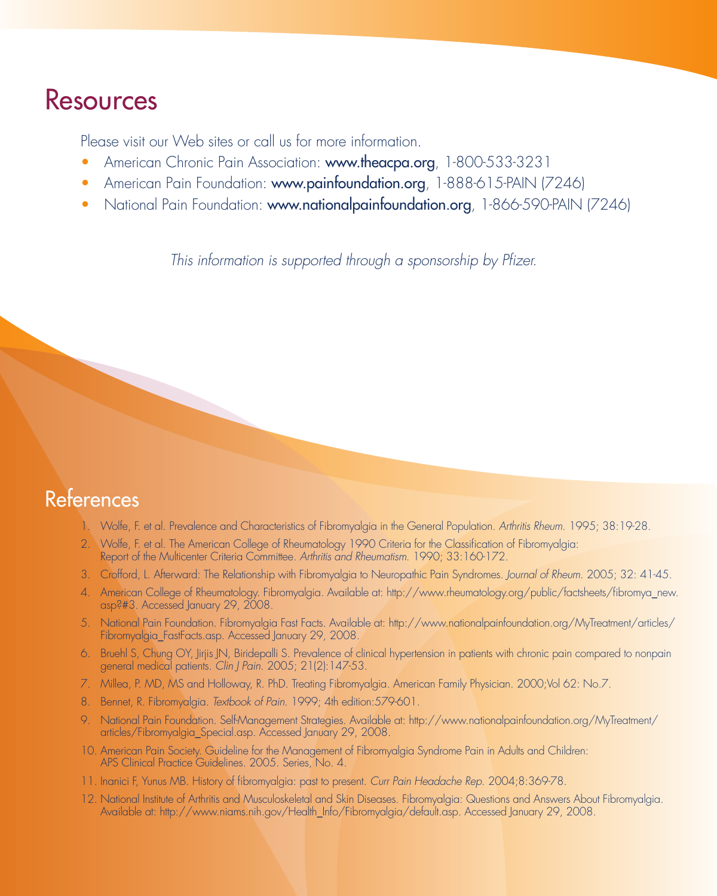## Resources

Please visit our Web sites or call us for more information.

- American Chronic Pain Association: **www.theacpa.org**, 1-800-533-3231
- American Pain Foundation: **www.painfoundation.org**, 1-888-615-PAIN (7246)
- National Pain Foundation: **www.nationalpainfoundation.org**, 1-866-590-PAIN (7246)

*This information is supported through a sponsorship by Pfizer.*

## References

1. Wolfe, F. et al. Prevalence and Characteristics of Fibromyalgia in the General Population. *Arthritis Rheum*. 1995; 38:19-28.
2. Wolfe, F. et al. The American College of Rheumatology 1990 Criteria for the Classification of Fibromyalgia: Report of the Multicenter Criteria Committee. *Arthritis and Rheumatism*. 1990; 33:160-172.
3. Crofford, L. Afterward: The Relationship with Fibromyalgia to Neuropathic Pain Syndromes. *Journal of Rheum*. 2005; 32: 41-45.
4. American College of Rheumatology. Fibromyalgia. Available at: http://www.rheumatology.org/public/factsheets/fibromya_new.asp?#3. Accessed January 29, 2008.
5. National Pain Foundation. Fibromyalgia Fast Facts. Available at: http://www.nationalpainfoundation.org/MyTreatment/articles/Fibromyalgia_FastFacts.asp. Accessed January 29, 2008.
6. Bruehl S, Chung OY, Jirjis JN, Biridepalli S. Prevalence of clinical hypertension in patients with chronic pain compared to nonpain general medical patients. *Clin J Pain*. 2005; 21(2):147-53.
7. Millea, P. MD, MS and Holloway, R. PhD. Treating Fibromyalgia. American Family Physician. 2000;Vol 62: No.7.
8. Bennet, R. Fibromyalgia. *Textbook of Pain*. 1999; 4th edition:579-601.
9. National Pain Foundation. Self-Management Strategies. Available at: http://www.nationalpainfoundation.org/MyTreatment/articles/Fibromyalgia_Special.asp. Accessed January 29, 2008.
10. American Pain Society. Guideline for the Management of Fibromyalgia Syndrome Pain in Adults and Children: APS Clinical Practice Guidelines. 2005. Series, No. 4.
11. Inanici F, Yunus MB. History of fibromyalgia: past to present. *Curr Pain Headache Rep*. 2004;8:369-78.
12. National Institute of Arthritis and Musculoskeletal and Skin Diseases. Fibromyalgia: Questions and Answers About Fibromyalgia. Available at: http://www.niams.nih.gov/Health_Info/Fibromyalgia/default.asp. Accessed January 29, 2008.